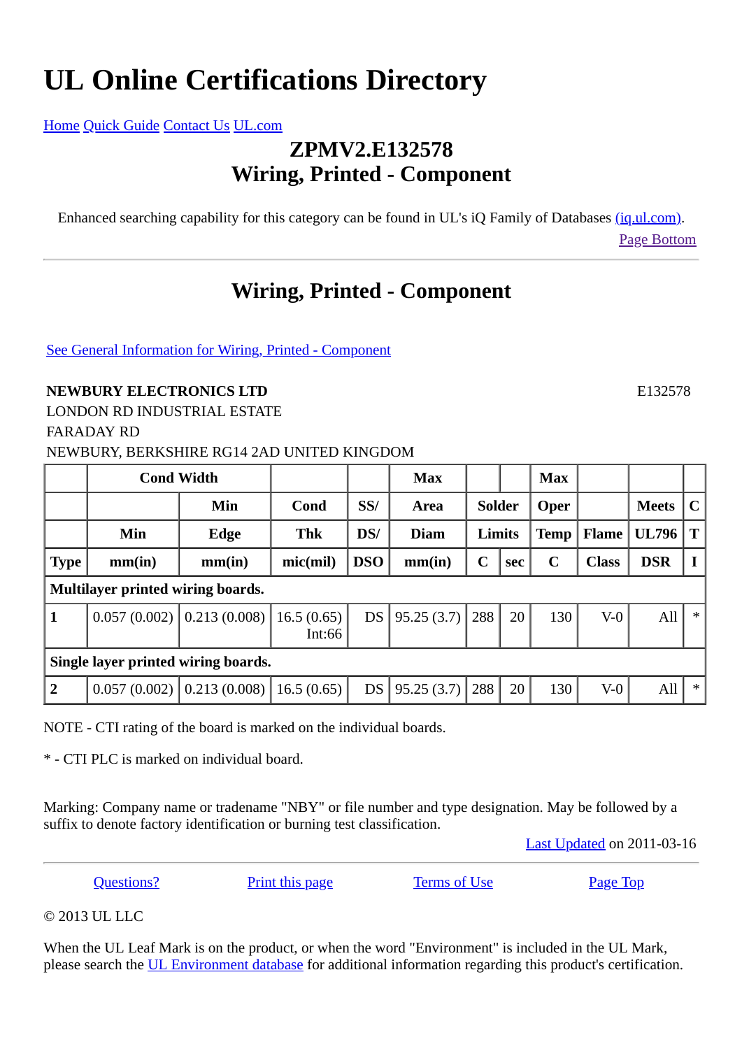# UL Online Certifications Directory

[Home](#) [Quick Guide](#) [Contact Us](#) [UL.com](#)

## ZPMV2.E132578
## Wiring, Printed - Component

Enhanced searching capability for this category can be found in UL's iQ Family of Databases [(iq.ul.com)](#).

[Page Bottom](#)

---

## Wiring, Printed - Component

[See General Information for Wiring, Printed - Component](#)

**NEWBURY ELECTRONICS LTD** E132578
LONDON RD INDUSTRIAL ESTATE
FARADAY RD
NEWBURY, BERKSHIRE RG14 2AD UNITED KINGDOM

| | Cond Width | | | | Max | | | Max | | | |
|---|---|---|---|---|---|---|---|---|---|---|---|
| | | Min | Cond | SS/ | Area | Solder | | Oper | | Meets | C |
| | Min | Edge | Thk | DS/ | Diam | Limits | | Temp | Flame | UL796 | T |
| **Type** | **mm(in)** | **mm(in)** | **mic(mil)** | **DSO** | **mm(in)** | **C** | **sec** | **C** | **Class** | **DSR** | **I** |
| **Multilayer printed wiring boards.** | | | | | | | | | | | |
| **1** | 0.057 (0.002) | 0.213 (0.008) | 16.5 (0.65) Int:66 | DS | 95.25 (3.7) | 288 | 20 | 130 | V-0 | All | * |
| **Single layer printed wiring boards.** | | | | | | | | | | | |
| **2** | 0.057 (0.002) | 0.213 (0.008) | 16.5 (0.65) | DS | 95.25 (3.7) | 288 | 20 | 130 | V-0 | All | * |

NOTE - CTI rating of the board is marked on the individual boards.

* - CTI PLC is marked on individual board.

Marking: Company name or tradename "NBY" or file number and type designation. May be followed by a suffix to denote factory identification or burning test classification.

[Last Updated](#) on 2011-03-16

---

[Questions?](#) [Print this page](#) [Terms of Use](#) [Page Top](#)

© 2013 UL LLC

When the UL Leaf Mark is on the product, or when the word "Environment" is included in the UL Mark, please search the [UL Environment database](#) for additional information regarding this product's certification.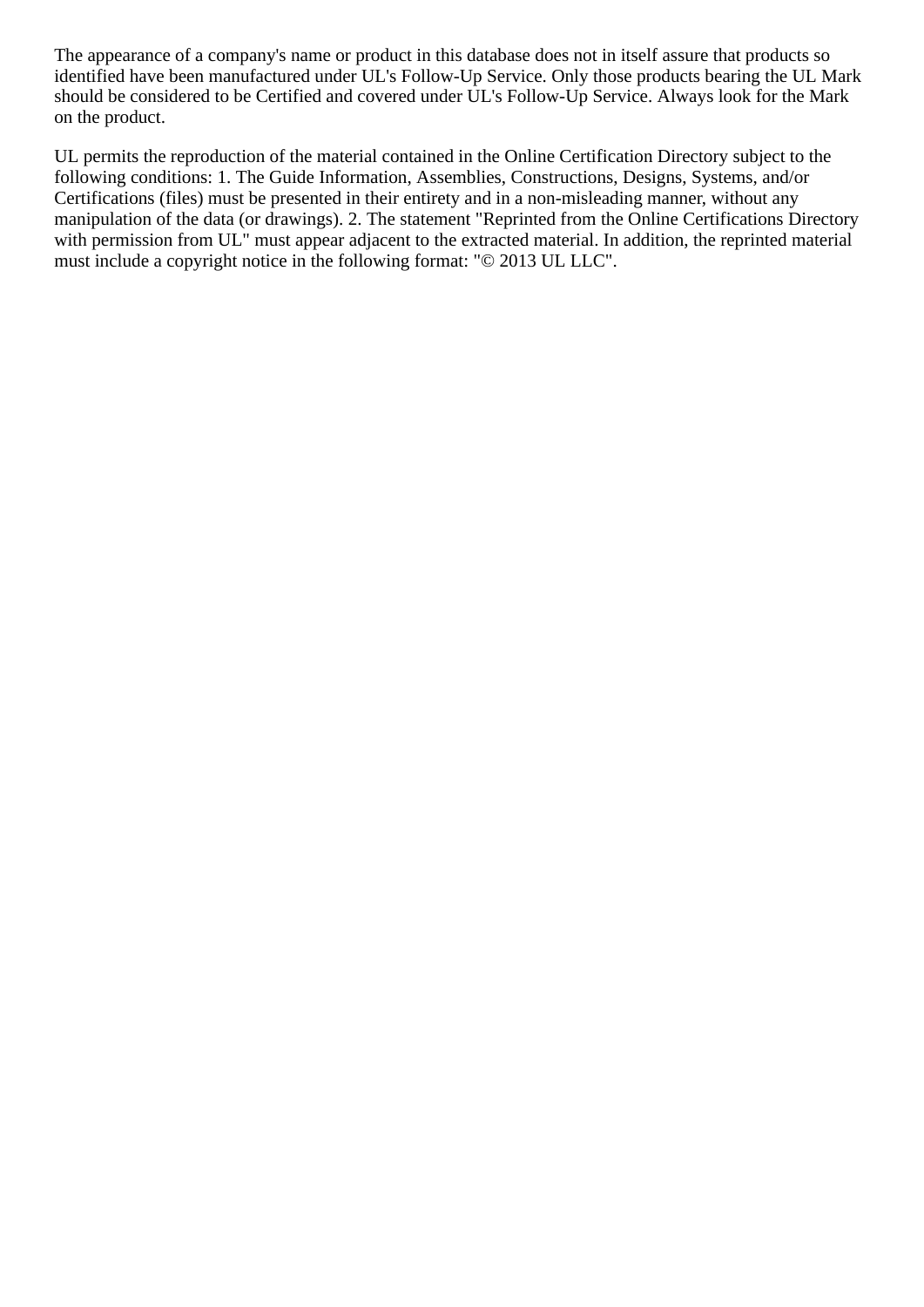The appearance of a company's name or product in this database does not in itself assure that products so identified have been manufactured under UL's Follow-Up Service. Only those products bearing the UL Mark should be considered to be Certified and covered under UL's Follow-Up Service. Always look for the Mark on the product.

UL permits the reproduction of the material contained in the Online Certification Directory subject to the following conditions: 1. The Guide Information, Assemblies, Constructions, Designs, Systems, and/or Certifications (files) must be presented in their entirety and in a non-misleading manner, without any manipulation of the data (or drawings). 2. The statement "Reprinted from the Online Certifications Directory with permission from UL" must appear adjacent to the extracted material. In addition, the reprinted material must include a copyright notice in the following format: "© 2013 UL LLC".